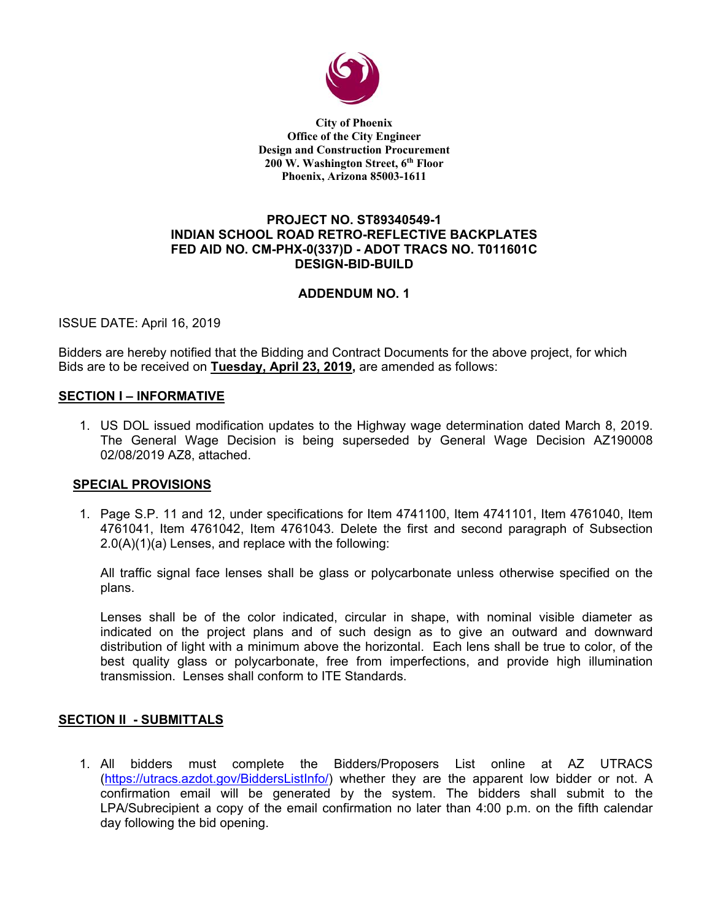**City of Phoenix**
**Office of the City Engineer**
**Design and Construction Procurement**
**200 W. Washington Street, 6th Floor**
**Phoenix, Arizona 85003-1611**

# PROJECT NO. ST89340549-1
# INDIAN SCHOOL ROAD RETRO-REFLECTIVE BACKPLATES
# FED AID NO. CM-PHX-0(337)D - ADOT TRACS NO. T011601C
# DESIGN-BID-BUILD

## ADDENDUM NO. 1

ISSUE DATE: April 16, 2019

Bidders are hereby notified that the Bidding and Contract Documents for the above project, for which Bids are to be received on **Tuesday, April 23, 2019,** are amended as follows:

### SECTION I – INFORMATIVE

1. US DOL issued modification updates to the Highway wage determination dated March 8, 2019. The General Wage Decision is being superseded by General Wage Decision AZ190008 02/08/2019 AZ8, attached.

### SPECIAL PROVISIONS

1. Page S.P. 11 and 12, under specifications for Item 4741100, Item 4741101, Item 4761040, Item 4761041, Item 4761042, Item 4761043. Delete the first and second paragraph of Subsection 2.0(A)(1)(a) Lenses, and replace with the following:

   All traffic signal face lenses shall be glass or polycarbonate unless otherwise specified on the plans.

   Lenses shall be of the color indicated, circular in shape, with nominal visible diameter as indicated on the project plans and of such design as to give an outward and downward distribution of light with a minimum above the horizontal. Each lens shall be true to color, of the best quality glass or polycarbonate, free from imperfections, and provide high illumination transmission. Lenses shall conform to ITE Standards.

### SECTION II - SUBMITTALS

1. All bidders must complete the Bidders/Proposers List online at AZ UTRACS (https://utracs.azdot.gov/BiddersListInfo/) whether they are the apparent low bidder or not. A confirmation email will be generated by the system. The bidders shall submit to the LPA/Subrecipient a copy of the email confirmation no later than 4:00 p.m. on the fifth calendar day following the bid opening.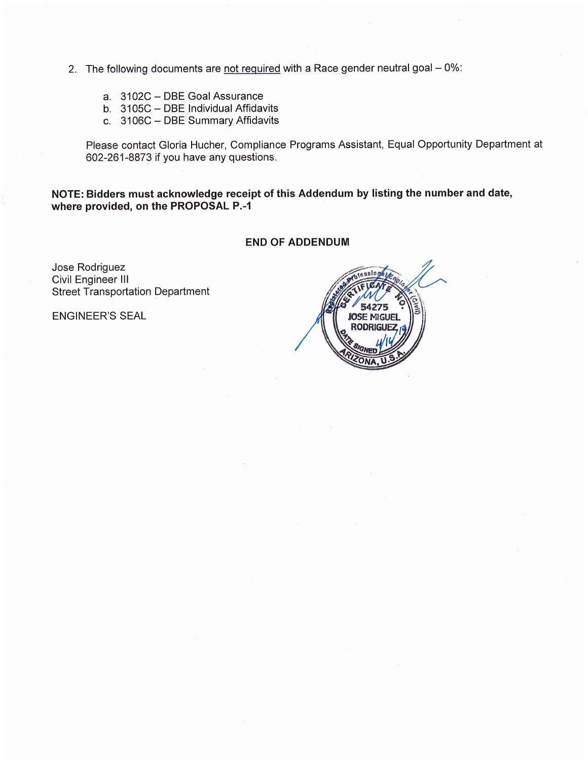2. The following documents are not required with a Race gender neutral goal – 0%:

   a. 3102C – DBE Goal Assurance
   b. 3105C – DBE Individual Affidavits
   c. 3106C – DBE Summary Affidavits

   Please contact Gloria Hucher, Compliance Programs Assistant, Equal Opportunity Department at 602-261-8873 if you have any questions.

**NOTE: Bidders must acknowledge receipt of this Addendum by listing the number and date, where provided, on the PROPOSAL P.-1**

**END OF ADDENDUM**

Jose Rodriguez
Civil Engineer III
Street Transportation Department

ENGINEER'S SEAL

Registered Professional Engineer (Civil)
CERTIFICATE NO. 54275
JOSE MIGUEL RODRIGUEZ
DATE SIGNED 4/14/19
ARIZONA, U.S.A.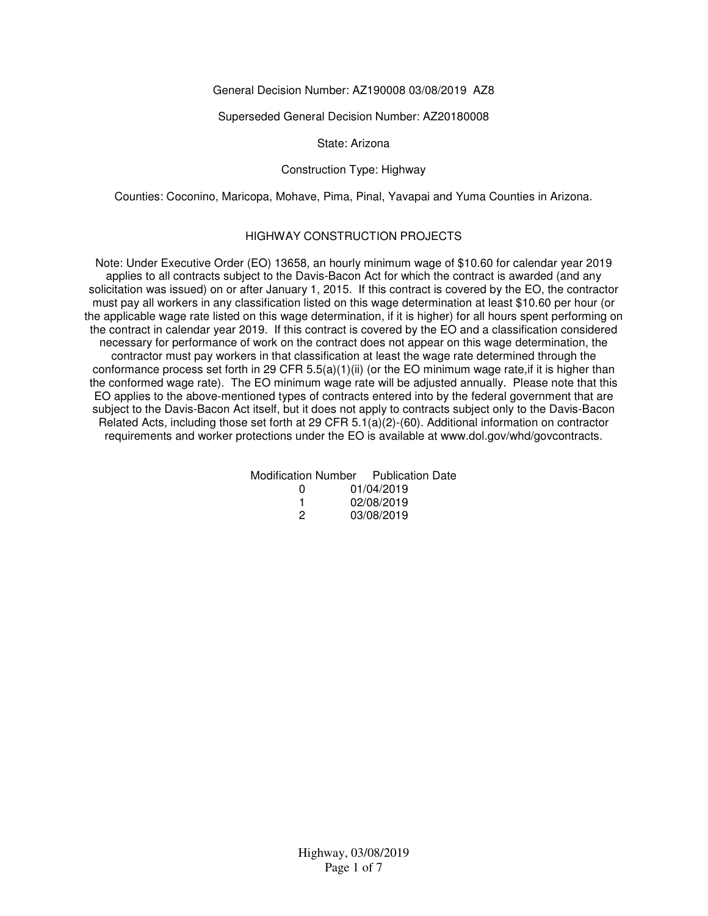General Decision Number: AZ190008 03/08/2019 AZ8

Superseded General Decision Number: AZ20180008

State: Arizona

Construction Type: Highway

Counties: Coconino, Maricopa, Mohave, Pima, Pinal, Yavapai and Yuma Counties in Arizona.

HIGHWAY CONSTRUCTION PROJECTS

Note: Under Executive Order (EO) 13658, an hourly minimum wage of $10.60 for calendar year 2019 applies to all contracts subject to the Davis-Bacon Act for which the contract is awarded (and any solicitation was issued) on or after January 1, 2015. If this contract is covered by the EO, the contractor must pay all workers in any classification listed on this wage determination at least $10.60 per hour (or the applicable wage rate listed on this wage determination, if it is higher) for all hours spent performing on the contract in calendar year 2019. If this contract is covered by the EO and a classification considered necessary for performance of work on the contract does not appear on this wage determination, the contractor must pay workers in that classification at least the wage rate determined through the conformance process set forth in 29 CFR 5.5(a)(1)(ii) (or the EO minimum wage rate,if it is higher than the conformed wage rate). The EO minimum wage rate will be adjusted annually. Please note that this EO applies to the above-mentioned types of contracts entered into by the federal government that are subject to the Davis-Bacon Act itself, but it does not apply to contracts subject only to the Davis-Bacon Related Acts, including those set forth at 29 CFR 5.1(a)(2)-(60). Additional information on contractor requirements and worker protections under the EO is available at www.dol.gov/whd/govcontracts.

| Modification Number | Publication Date |
|---|---|
| 0 | 01/04/2019 |
| 1 | 02/08/2019 |
| 2 | 03/08/2019 |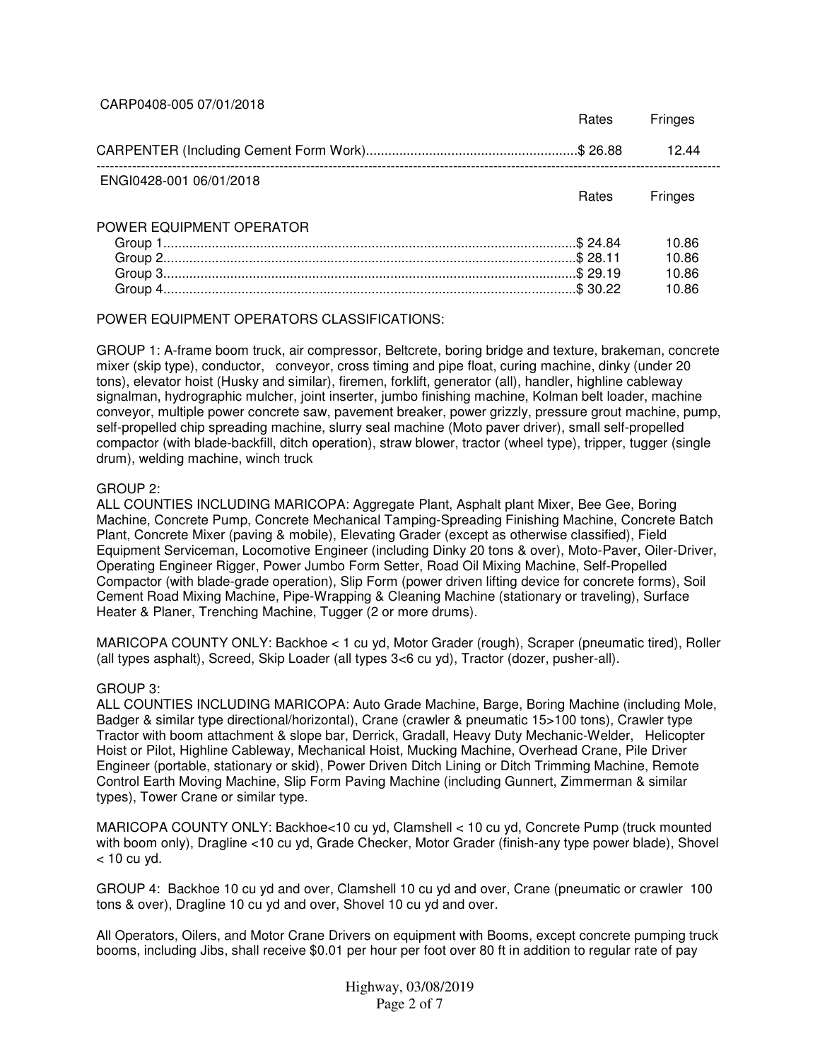CARP0408-005 07/01/2018

| | Rates | Fringes |
|---|---|---|
| CARPENTER (Including Cement Form Work) | $ 26.88 | 12.44 |

---

ENGI0428-001 06/01/2018

| | Rates | Fringes |
|---|---|---|
| POWER EQUIPMENT OPERATOR | | |
| Group 1 | $ 24.84 | 10.86 |
| Group 2 | $ 28.11 | 10.86 |
| Group 3 | $ 29.19 | 10.86 |
| Group 4 | $ 30.22 | 10.86 |

POWER EQUIPMENT OPERATORS CLASSIFICATIONS:

GROUP 1: A-frame boom truck, air compressor, Beltcrete, boring bridge and texture, brakeman, concrete mixer (skip type), conductor, conveyor, cross timing and pipe float, curing machine, dinky (under 20 tons), elevator hoist (Husky and similar), firemen, forklift, generator (all), handler, highline cableway signalman, hydrographic mulcher, joint inserter, jumbo finishing machine, Kolman belt loader, machine conveyor, multiple power concrete saw, pavement breaker, power grizzly, pressure grout machine, pump, self-propelled chip spreading machine, slurry seal machine (Moto paver driver), small self-propelled compactor (with blade-backfill, ditch operation), straw blower, tractor (wheel type), tripper, tugger (single drum), welding machine, winch truck

GROUP 2:
ALL COUNTIES INCLUDING MARICOPA: Aggregate Plant, Asphalt plant Mixer, Bee Gee, Boring Machine, Concrete Pump, Concrete Mechanical Tamping-Spreading Finishing Machine, Concrete Batch Plant, Concrete Mixer (paving & mobile), Elevating Grader (except as otherwise classified), Field Equipment Serviceman, Locomotive Engineer (including Dinky 20 tons & over), Moto-Paver, Oiler-Driver, Operating Engineer Rigger, Power Jumbo Form Setter, Road Oil Mixing Machine, Self-Propelled Compactor (with blade-grade operation), Slip Form (power driven lifting device for concrete forms), Soil Cement Road Mixing Machine, Pipe-Wrapping & Cleaning Machine (stationary or traveling), Surface Heater & Planer, Trenching Machine, Tugger (2 or more drums).

MARICOPA COUNTY ONLY: Backhoe < 1 cu yd, Motor Grader (rough), Scraper (pneumatic tired), Roller (all types asphalt), Screed, Skip Loader (all types 3<6 cu yd), Tractor (dozer, pusher-all).

GROUP 3:
ALL COUNTIES INCLUDING MARICOPA: Auto Grade Machine, Barge, Boring Machine (including Mole, Badger & similar type directional/horizontal), Crane (crawler & pneumatic 15>100 tons), Crawler type Tractor with boom attachment & slope bar, Derrick, Gradall, Heavy Duty Mechanic-Welder, Helicopter Hoist or Pilot, Highline Cableway, Mechanical Hoist, Mucking Machine, Overhead Crane, Pile Driver Engineer (portable, stationary or skid), Power Driven Ditch Lining or Ditch Trimming Machine, Remote Control Earth Moving Machine, Slip Form Paving Machine (including Gunnert, Zimmerman & similar types), Tower Crane or similar type.

MARICOPA COUNTY ONLY: Backhoe<10 cu yd, Clamshell < 10 cu yd, Concrete Pump (truck mounted with boom only), Dragline <10 cu yd, Grade Checker, Motor Grader (finish-any type power blade), Shovel < 10 cu yd.

GROUP 4: Backhoe 10 cu yd and over, Clamshell 10 cu yd and over, Crane (pneumatic or crawler 100 tons & over), Dragline 10 cu yd and over, Shovel 10 cu yd and over.

All Operators, Oilers, and Motor Crane Drivers on equipment with Booms, except concrete pumping truck booms, including Jibs, shall receive $0.01 per hour per foot over 80 ft in addition to regular rate of pay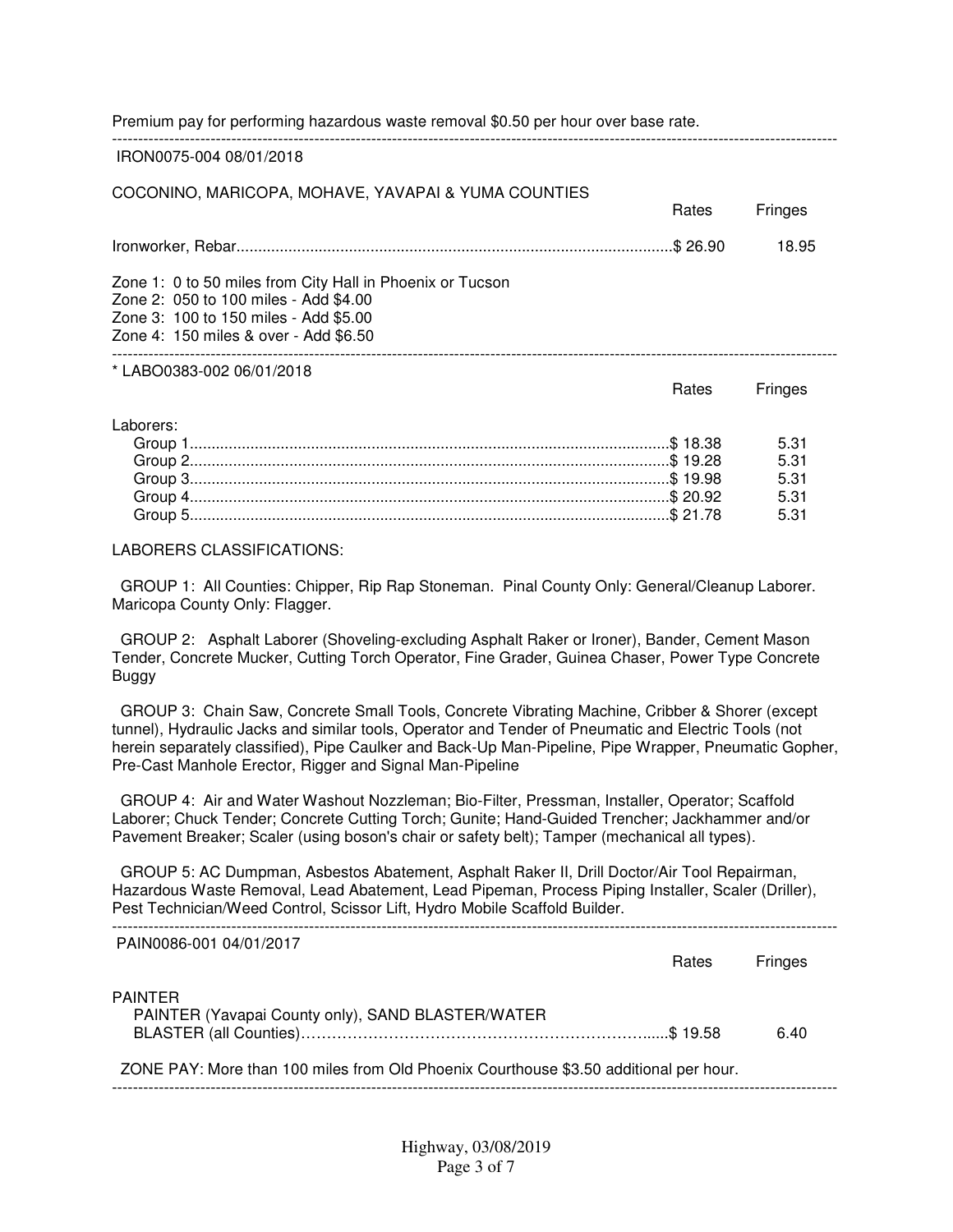Premium pay for performing hazardous waste removal $0.50 per hour over base rate.

---

IRON0075-004 08/01/2018

COCONINO, MARICOPA, MOHAVE, YAVAPAI & YUMA COUNTIES

| | Rates | Fringes |
|---|---|---|
| Ironworker, Rebar | $ 26.90 | 18.95 |

Zone 1: 0 to 50 miles from City Hall in Phoenix or Tucson
Zone 2: 050 to 100 miles - Add $4.00
Zone 3: 100 to 150 miles - Add $5.00
Zone 4: 150 miles & over - Add $6.50

---

* LABO0383-002 06/01/2018

| | Rates | Fringes |
|---|---|---|
| Laborers: | | |
| Group 1 | $ 18.38 | 5.31 |
| Group 2 | $ 19.28 | 5.31 |
| Group 3 | $ 19.98 | 5.31 |
| Group 4 | $ 20.92 | 5.31 |
| Group 5 | $ 21.78 | 5.31 |

LABORERS CLASSIFICATIONS:

GROUP 1: All Counties: Chipper, Rip Rap Stoneman. Pinal County Only: General/Cleanup Laborer. Maricopa County Only: Flagger.

GROUP 2: Asphalt Laborer (Shoveling-excluding Asphalt Raker or Ironer), Bander, Cement Mason Tender, Concrete Mucker, Cutting Torch Operator, Fine Grader, Guinea Chaser, Power Type Concrete Buggy

GROUP 3: Chain Saw, Concrete Small Tools, Concrete Vibrating Machine, Cribber & Shorer (except tunnel), Hydraulic Jacks and similar tools, Operator and Tender of Pneumatic and Electric Tools (not herein separately classified), Pipe Caulker and Back-Up Man-Pipeline, Pipe Wrapper, Pneumatic Gopher, Pre-Cast Manhole Erector, Rigger and Signal Man-Pipeline

GROUP 4: Air and Water Washout Nozzleman; Bio-Filter, Pressman, Installer, Operator; Scaffold Laborer; Chuck Tender; Concrete Cutting Torch; Gunite; Hand-Guided Trencher; Jackhammer and/or Pavement Breaker; Scaler (using boson's chair or safety belt); Tamper (mechanical all types).

GROUP 5: AC Dumpman, Asbestos Abatement, Asphalt Raker II, Drill Doctor/Air Tool Repairman, Hazardous Waste Removal, Lead Abatement, Lead Pipeman, Process Piping Installer, Scaler (Driller), Pest Technician/Weed Control, Scissor Lift, Hydro Mobile Scaffold Builder.

---

PAIN0086-001 04/01/2017

| | Rates | Fringes |
|---|---|---|
| PAINTER | | |
| PAINTER (Yavapai County only), SAND BLASTER/WATER BLASTER (all Counties) | $ 19.58 | 6.40 |

ZONE PAY: More than 100 miles from Old Phoenix Courthouse $3.50 additional per hour.

---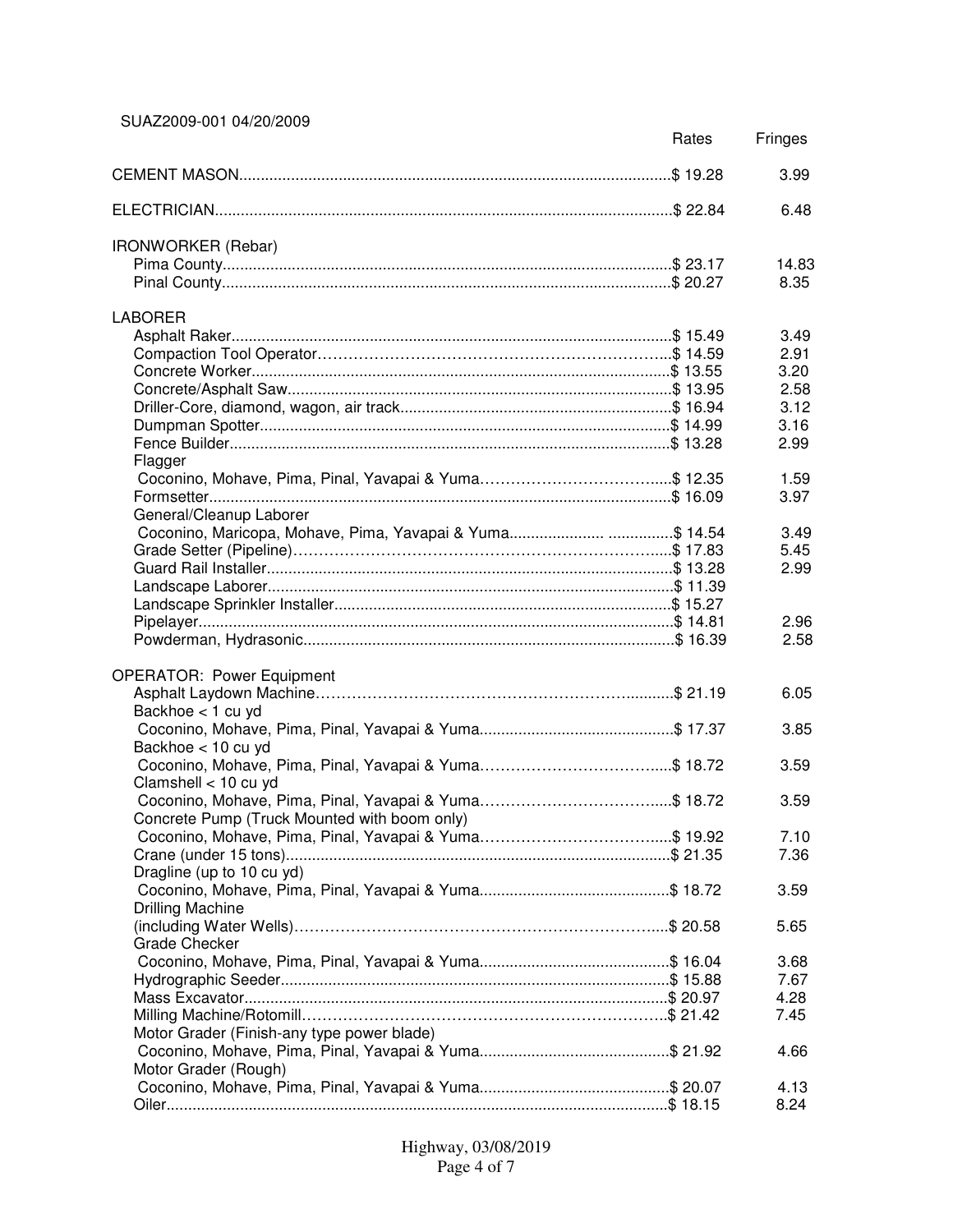SUAZ2009-001 04/20/2009

| | Rates | Fringes |
|---|---|---|
| CEMENT MASON | $ 19.28 | 3.99 |
| ELECTRICIAN | $ 22.84 | 6.48 |
| IRONWORKER (Rebar) | | |
| Pima County | $ 23.17 | 14.83 |
| Pinal County | $ 20.27 | 8.35 |
| LABORER | | |
| Asphalt Raker | $ 15.49 | 3.49 |
| Compaction Tool Operator | $ 14.59 | 2.91 |
| Concrete Worker | $ 13.55 | 3.20 |
| Concrete/Asphalt Saw | $ 13.95 | 2.58 |
| Driller-Core, diamond, wagon, air track | $ 16.94 | 3.12 |
| Dumpman Spotter | $ 14.99 | 3.16 |
| Fence Builder | $ 13.28 | 2.99 |
| Flagger | | |
| Coconino, Mohave, Pima, Pinal, Yavapai & Yuma | $ 12.35 | 1.59 |
| Formsetter | $ 16.09 | 3.97 |
| General/Cleanup Laborer | | |
| Coconino, Maricopa, Mohave, Pima, Yavapai & Yuma | $ 14.54 | 3.49 |
| Grade Setter (Pipeline) | $ 17.83 | 5.45 |
| Guard Rail Installer | $ 13.28 | 2.99 |
| Landscape Laborer | $ 11.39 | |
| Landscape Sprinkler Installer | $ 15.27 | |
| Pipelayer | $ 14.81 | 2.96 |
| Powderman, Hydrasonic | $ 16.39 | 2.58 |
| OPERATOR: Power Equipment | | |
| Asphalt Laydown Machine | $ 21.19 | 6.05 |
| Backhoe < 1 cu yd | | |
| Coconino, Mohave, Pima, Pinal, Yavapai & Yuma | $ 17.37 | 3.85 |
| Backhoe < 10 cu yd | | |
| Coconino, Mohave, Pima, Pinal, Yavapai & Yuma | $ 18.72 | 3.59 |
| Clamshell < 10 cu yd | | |
| Coconino, Mohave, Pima, Pinal, Yavapai & Yuma | $ 18.72 | 3.59 |
| Concrete Pump (Truck Mounted with boom only) | | |
| Coconino, Mohave, Pima, Pinal, Yavapai & Yuma | $ 19.92 | 7.10 |
| Crane (under 15 tons) | $ 21.35 | 7.36 |
| Dragline (up to 10 cu yd) | | |
| Coconino, Mohave, Pima, Pinal, Yavapai & Yuma | $ 18.72 | 3.59 |
| Drilling Machine (including Water Wells) | $ 20.58 | 5.65 |
| Grade Checker | | |
| Coconino, Mohave, Pima, Pinal, Yavapai & Yuma | $ 16.04 | 3.68 |
| Hydrographic Seeder | $ 15.88 | 7.67 |
| Mass Excavator | $ 20.97 | 4.28 |
| Milling Machine/Rotomill | $ 21.42 | 7.45 |
| Motor Grader (Finish-any type power blade) | | |
| Coconino, Mohave, Pima, Pinal, Yavapai & Yuma | $ 21.92 | 4.66 |
| Motor Grader (Rough) | | |
| Coconino, Mohave, Pima, Pinal, Yavapai & Yuma | $ 20.07 | 4.13 |
| Oiler | $ 18.15 | 8.24 |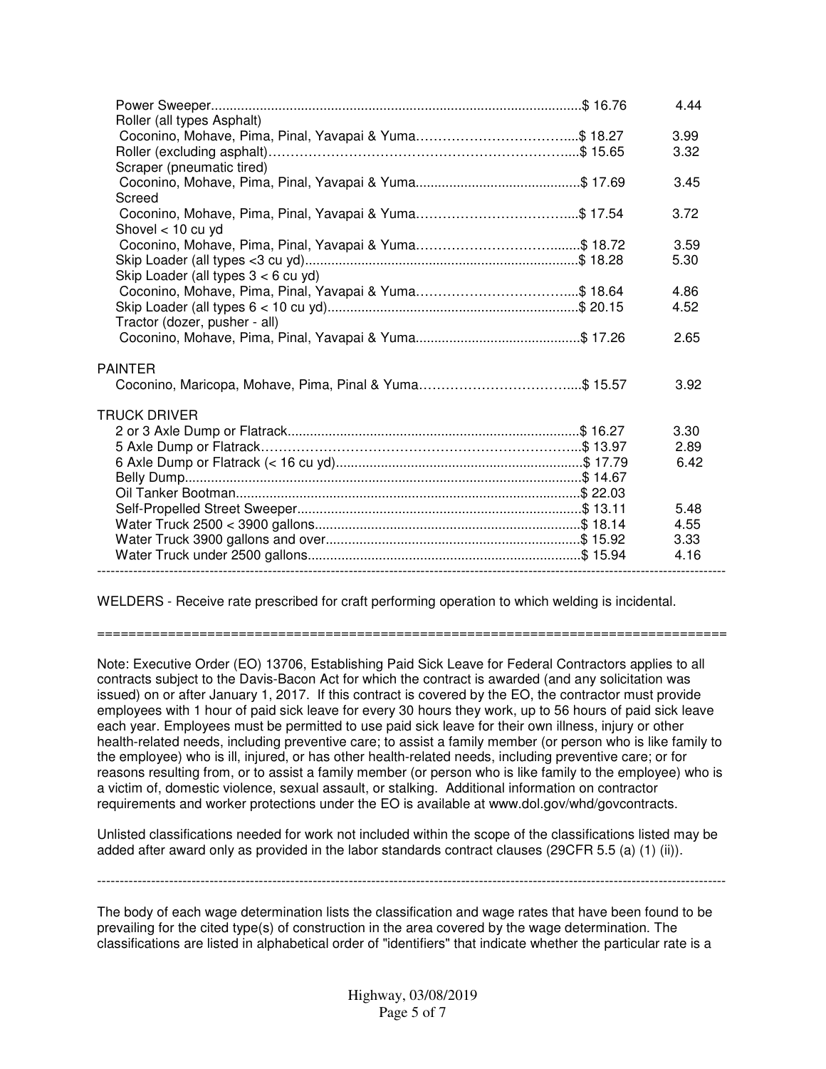| | Rates | Fringes |
|---|---|---|
| Power Sweeper | $ 16.76 | 4.44 |
| Roller (all types Asphalt) | | |
| Coconino, Mohave, Pima, Pinal, Yavapai & Yuma | $ 18.27 | 3.99 |
| Roller (excluding asphalt) | $ 15.65 | 3.32 |
| Scraper (pneumatic tired) | | |
| Coconino, Mohave, Pima, Pinal, Yavapai & Yuma | $ 17.69 | 3.45 |
| Screed | | |
| Coconino, Mohave, Pima, Pinal, Yavapai & Yuma | $ 17.54 | 3.72 |
| Shovel < 10 cu yd | | |
| Coconino, Mohave, Pima, Pinal, Yavapai & Yuma | $ 18.72 | 3.59 |
| Skip Loader (all types <3 cu yd) | $ 18.28 | 5.30 |
| Skip Loader (all types 3 < 6 cu yd) | | |
| Coconino, Mohave, Pima, Pinal, Yavapai & Yuma | $ 18.64 | 4.86 |
| Skip Loader (all types 6 < 10 cu yd) | $ 20.15 | 4.52 |
| Tractor (dozer, pusher - all) | | |
| Coconino, Mohave, Pima, Pinal, Yavapai & Yuma | $ 17.26 | 2.65 |
| PAINTER | | |
| Coconino, Maricopa, Mohave, Pima, Pinal & Yuma | $ 15.57 | 3.92 |
| TRUCK DRIVER | | |
| 2 or 3 Axle Dump or Flatrack | $ 16.27 | 3.30 |
| 5 Axle Dump or Flatrack | $ 13.97 | 2.89 |
| 6 Axle Dump or Flatrack (< 16 cu yd) | $ 17.79 | 6.42 |
| Belly Dump | $ 14.67 | |
| Oil Tanker Bootman | $ 22.03 | |
| Self-Propelled Street Sweeper | $ 13.11 | 5.48 |
| Water Truck 2500 < 3900 gallons | $ 18.14 | 4.55 |
| Water Truck 3900 gallons and over | $ 15.92 | 3.33 |
| Water Truck under 2500 gallons | $ 15.94 | 4.16 |

---

WELDERS - Receive rate prescribed for craft performing operation to which welding is incidental.

================================================================================

Note: Executive Order (EO) 13706, Establishing Paid Sick Leave for Federal Contractors applies to all contracts subject to the Davis-Bacon Act for which the contract is awarded (and any solicitation was issued) on or after January 1, 2017. If this contract is covered by the EO, the contractor must provide employees with 1 hour of paid sick leave for every 30 hours they work, up to 56 hours of paid sick leave each year. Employees must be permitted to use paid sick leave for their own illness, injury or other health-related needs, including preventive care; to assist a family member (or person who is like family to the employee) who is ill, injured, or has other health-related needs, including preventive care; or for reasons resulting from, or to assist a family member (or person who is like family to the employee) who is a victim of, domestic violence, sexual assault, or stalking. Additional information on contractor requirements and worker protections under the EO is available at www.dol.gov/whd/govcontracts.

Unlisted classifications needed for work not included within the scope of the classifications listed may be added after award only as provided in the labor standards contract clauses (29CFR 5.5 (a) (1) (ii)).

---

The body of each wage determination lists the classification and wage rates that have been found to be prevailing for the cited type(s) of construction in the area covered by the wage determination. The classifications are listed in alphabetical order of "identifiers" that indicate whether the particular rate is a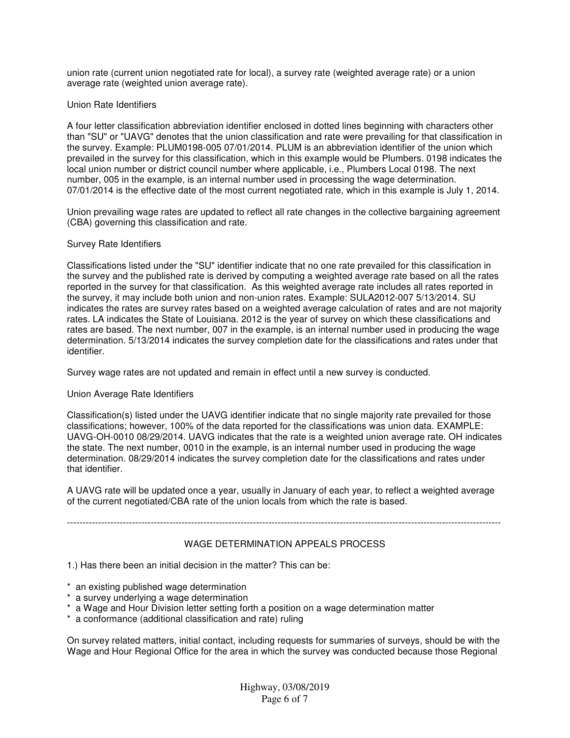union rate (current union negotiated rate for local), a survey rate (weighted average rate) or a union average rate (weighted union average rate).

Union Rate Identifiers

A four letter classification abbreviation identifier enclosed in dotted lines beginning with characters other than "SU" or "UAVG" denotes that the union classification and rate were prevailing for that classification in the survey. Example: PLUM0198-005 07/01/2014. PLUM is an abbreviation identifier of the union which prevailed in the survey for this classification, which in this example would be Plumbers. 0198 indicates the local union number or district council number where applicable, i.e., Plumbers Local 0198. The next number, 005 in the example, is an internal number used in processing the wage determination. 07/01/2014 is the effective date of the most current negotiated rate, which in this example is July 1, 2014.

Union prevailing wage rates are updated to reflect all rate changes in the collective bargaining agreement (CBA) governing this classification and rate.

Survey Rate Identifiers

Classifications listed under the "SU" identifier indicate that no one rate prevailed for this classification in the survey and the published rate is derived by computing a weighted average rate based on all the rates reported in the survey for that classification. As this weighted average rate includes all rates reported in the survey, it may include both union and non-union rates. Example: SULA2012-007 5/13/2014. SU indicates the rates are survey rates based on a weighted average calculation of rates and are not majority rates. LA indicates the State of Louisiana. 2012 is the year of survey on which these classifications and rates are based. The next number, 007 in the example, is an internal number used in producing the wage determination. 5/13/2014 indicates the survey completion date for the classifications and rates under that identifier.

Survey wage rates are not updated and remain in effect until a new survey is conducted.

Union Average Rate Identifiers

Classification(s) listed under the UAVG identifier indicate that no single majority rate prevailed for those classifications; however, 100% of the data reported for the classifications was union data. EXAMPLE: UAVG-OH-0010 08/29/2014. UAVG indicates that the rate is a weighted union average rate. OH indicates the state. The next number, 0010 in the example, is an internal number used in producing the wage determination. 08/29/2014 indicates the survey completion date for the classifications and rates under that identifier.

A UAVG rate will be updated once a year, usually in January of each year, to reflect a weighted average of the current negotiated/CBA rate of the union locals from which the rate is based.

----------------------------------------------------------------------------------------------------------------------------------------

## WAGE DETERMINATION APPEALS PROCESS

1.) Has there been an initial decision in the matter? This can be:

* an existing published wage determination
* a survey underlying a wage determination
* a Wage and Hour Division letter setting forth a position on a wage determination matter
* a conformance (additional classification and rate) ruling

On survey related matters, initial contact, including requests for summaries of surveys, should be with the Wage and Hour Regional Office for the area in which the survey was conducted because those Regional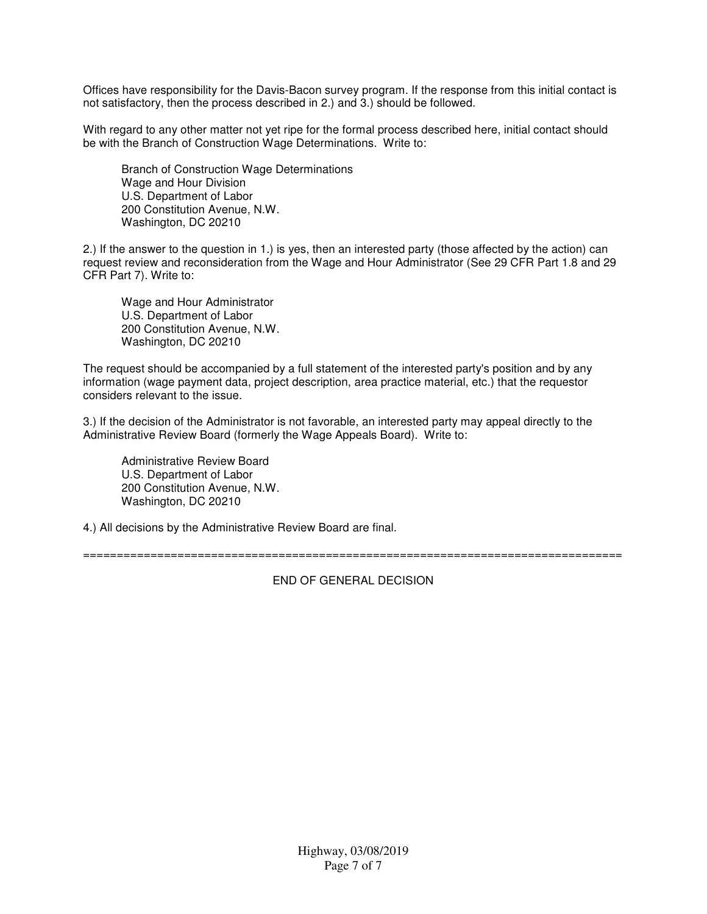Offices have responsibility for the Davis-Bacon survey program. If the response from this initial contact is not satisfactory, then the process described in 2.) and 3.) should be followed.

With regard to any other matter not yet ripe for the formal process described here, initial contact should be with the Branch of Construction Wage Determinations. Write to:

Branch of Construction Wage Determinations
Wage and Hour Division
U.S. Department of Labor
200 Constitution Avenue, N.W.
Washington, DC 20210

2.) If the answer to the question in 1.) is yes, then an interested party (those affected by the action) can request review and reconsideration from the Wage and Hour Administrator (See 29 CFR Part 1.8 and 29 CFR Part 7). Write to:

Wage and Hour Administrator
U.S. Department of Labor
200 Constitution Avenue, N.W.
Washington, DC 20210

The request should be accompanied by a full statement of the interested party's position and by any information (wage payment data, project description, area practice material, etc.) that the requestor considers relevant to the issue.

3.) If the decision of the Administrator is not favorable, an interested party may appeal directly to the Administrative Review Board (formerly the Wage Appeals Board). Write to:

Administrative Review Board
U.S. Department of Labor
200 Constitution Avenue, N.W.
Washington, DC 20210

4.) All decisions by the Administrative Review Board are final.

================================================================================

END OF GENERAL DECISION